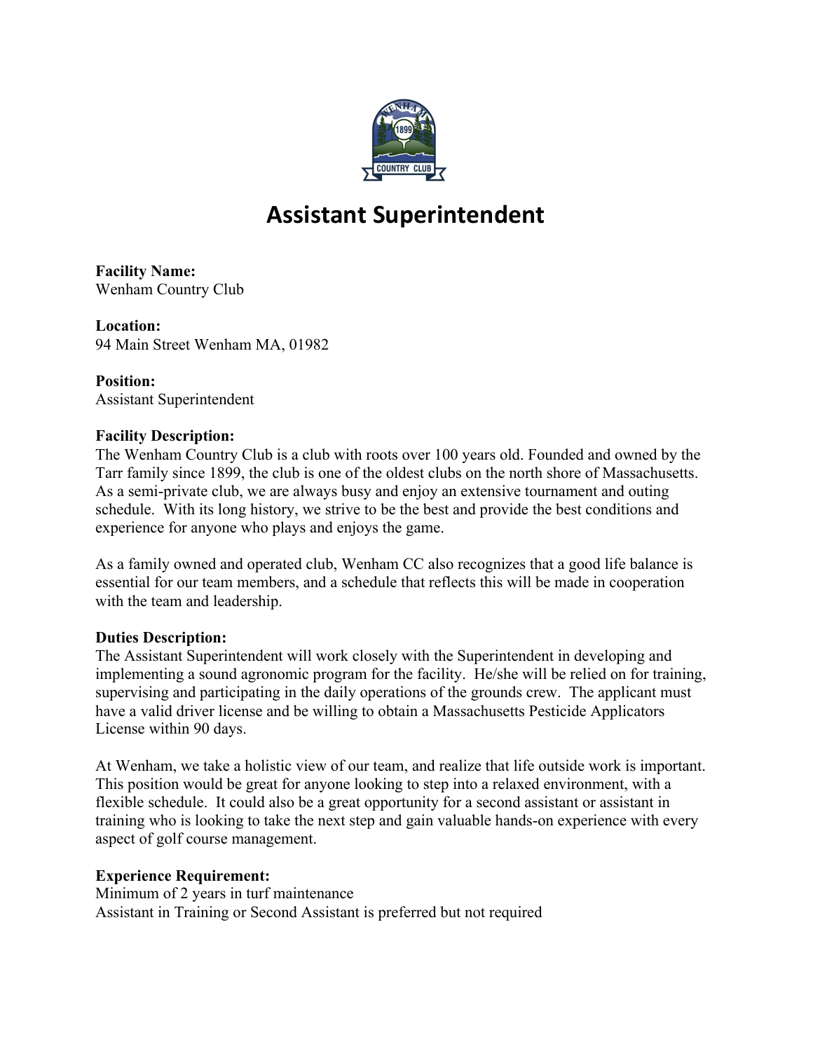# Assistant Superintendent

**Facility Name:**
Wenham Country Club

**Location:**
94 Main Street Wenham MA, 01982

**Position:**
Assistant Superintendent

**Facility Description:**
The Wenham Country Club is a club with roots over 100 years old. Founded and owned by the Tarr family since 1899, the club is one of the oldest clubs on the north shore of Massachusetts. As a semi-private club, we are always busy and enjoy an extensive tournament and outing schedule. With its long history, we strive to be the best and provide the best conditions and experience for anyone who plays and enjoys the game.

As a family owned and operated club, Wenham CC also recognizes that a good life balance is essential for our team members, and a schedule that reflects this will be made in cooperation with the team and leadership.

**Duties Description:**
The Assistant Superintendent will work closely with the Superintendent in developing and implementing a sound agronomic program for the facility. He/she will be relied on for training, supervising and participating in the daily operations of the grounds crew. The applicant must have a valid driver license and be willing to obtain a Massachusetts Pesticide Applicators License within 90 days.

At Wenham, we take a holistic view of our team, and realize that life outside work is important. This position would be great for anyone looking to step into a relaxed environment, with a flexible schedule. It could also be a great opportunity for a second assistant or assistant in training who is looking to take the next step and gain valuable hands-on experience with every aspect of golf course management.

**Experience Requirement:**
Minimum of 2 years in turf maintenance
Assistant in Training or Second Assistant is preferred but not required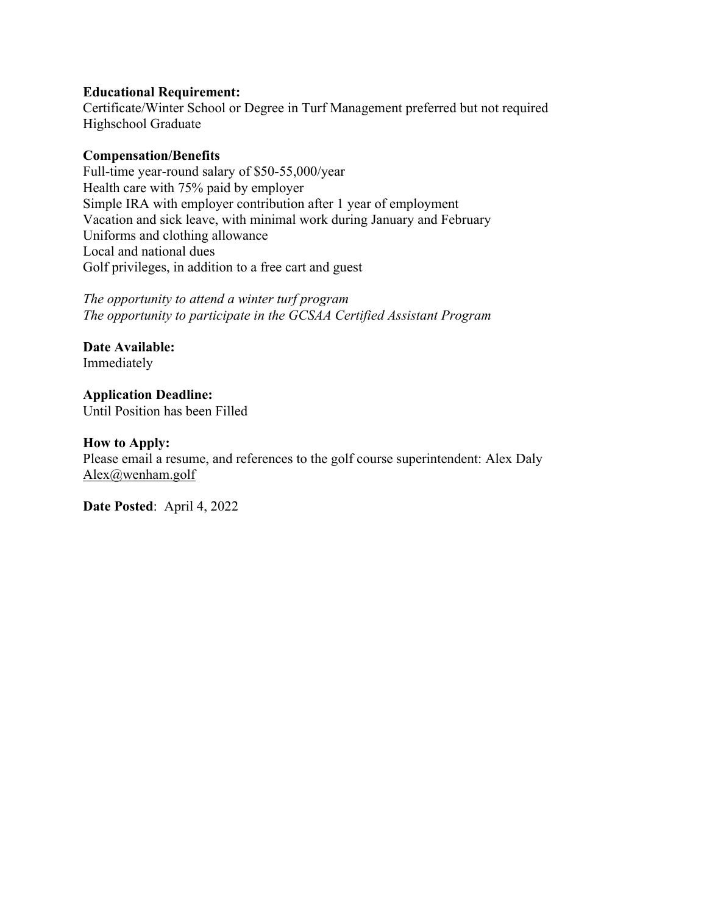**Educational Requirement:**
Certificate/Winter School or Degree in Turf Management preferred but not required
Highschool Graduate

**Compensation/Benefits**
Full-time year-round salary of $50-55,000/year
Health care with 75% paid by employer
Simple IRA with employer contribution after 1 year of employment
Vacation and sick leave, with minimal work during January and February
Uniforms and clothing allowance
Local and national dues
Golf privileges, in addition to a free cart and guest

*The opportunity to attend a winter turf program*
*The opportunity to participate in the GCSAA Certified Assistant Program*

**Date Available:**
Immediately

**Application Deadline:**
Until Position has been Filled

**How to Apply:**
Please email a resume, and references to the golf course superintendent: Alex Daly
Alex@wenham.golf

**Date Posted**: April 4, 2022